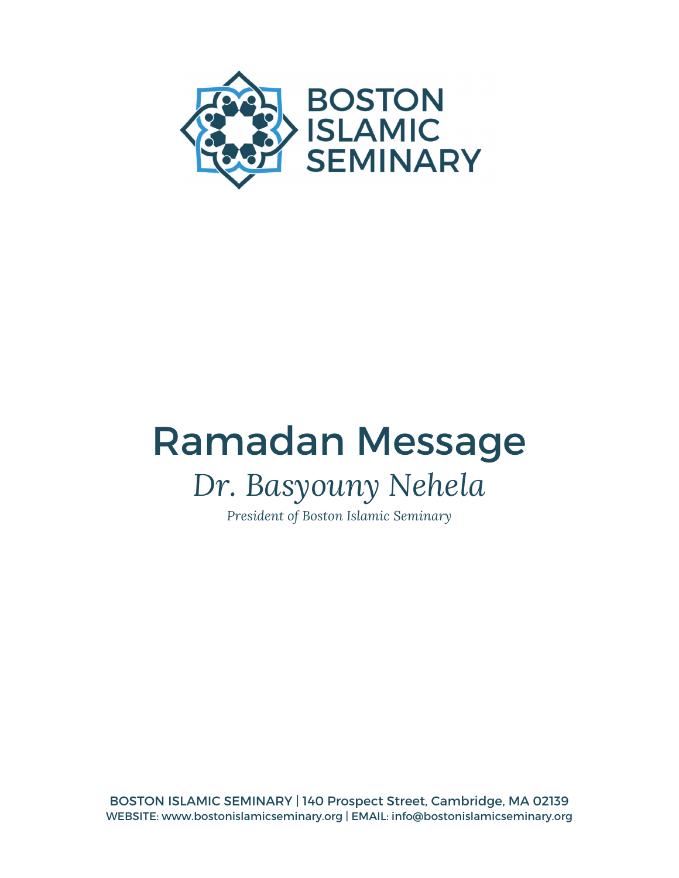BOSTON ISLAMIC SEMINARY

# Ramadan Message

## *Dr. Basyouny Nehela*

*President of Boston Islamic Seminary*

BOSTON ISLAMIC SEMINARY | 140 Prospect Street, Cambridge, MA 02139
WEBSITE: www.bostonislamicseminary.org | EMAIL: info@bostonislamicseminary.org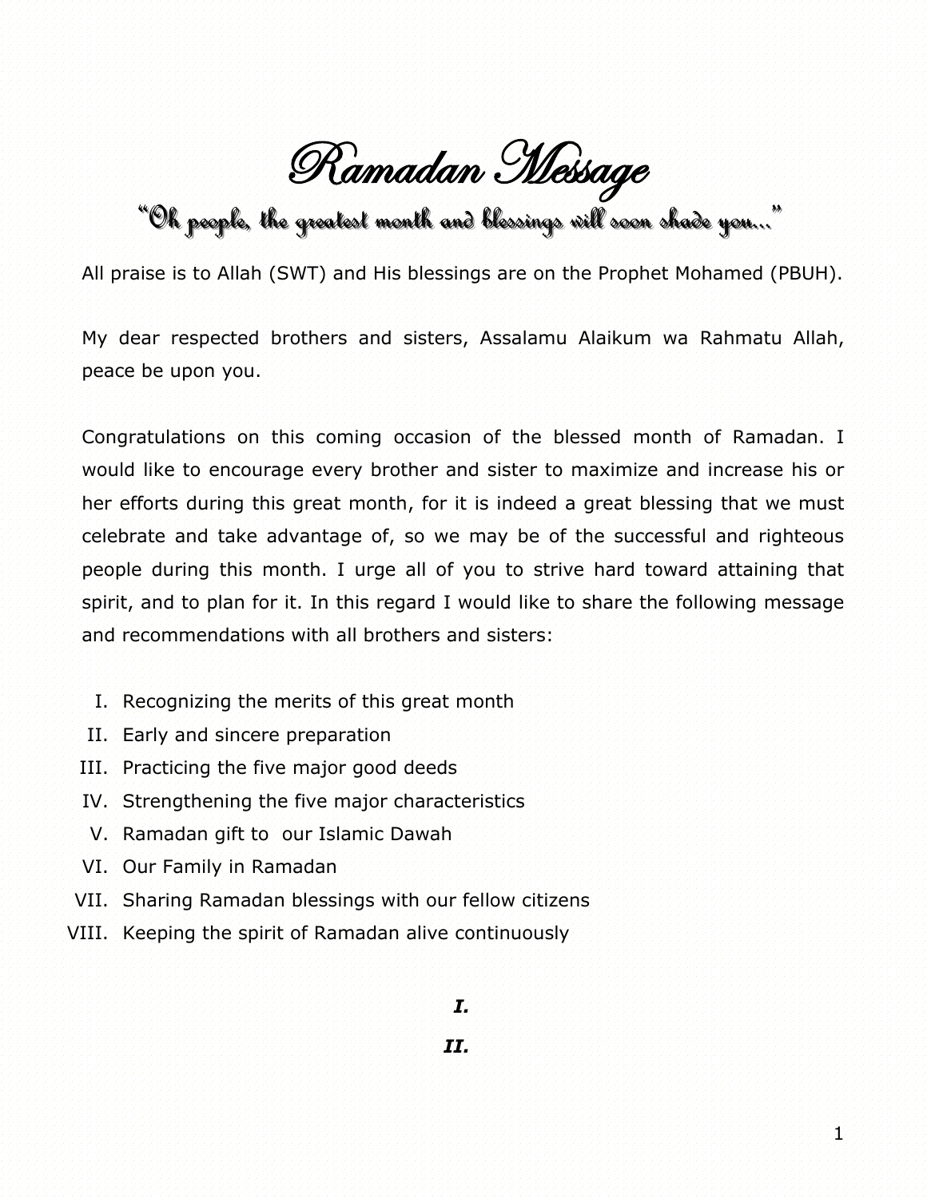# Ramadan Message

## "Oh people, the greatest month and blessings will soon shade you..."

All praise is to Allah (SWT) and His blessings are on the Prophet Mohamed (PBUH).

My dear respected brothers and sisters, Assalamu Alaikum wa Rahmatu Allah, peace be upon you.

Congratulations on this coming occasion of the blessed month of Ramadan. I would like to encourage every brother and sister to maximize and increase his or her efforts during this great month, for it is indeed a great blessing that we must celebrate and take advantage of, so we may be of the successful and righteous people during this month. I urge all of you to strive hard toward attaining that spirit, and to plan for it. In this regard I would like to share the following message and recommendations with all brothers and sisters:

I. Recognizing the merits of this great month
II. Early and sincere preparation
III. Practicing the five major good deeds
IV. Strengthening the five major characteristics
V. Ramadan gift to our Islamic Dawah
VI. Our Family in Ramadan
VII. Sharing Ramadan blessings with our fellow citizens
VIII. Keeping the spirit of Ramadan alive continuously

***I.***

***II.***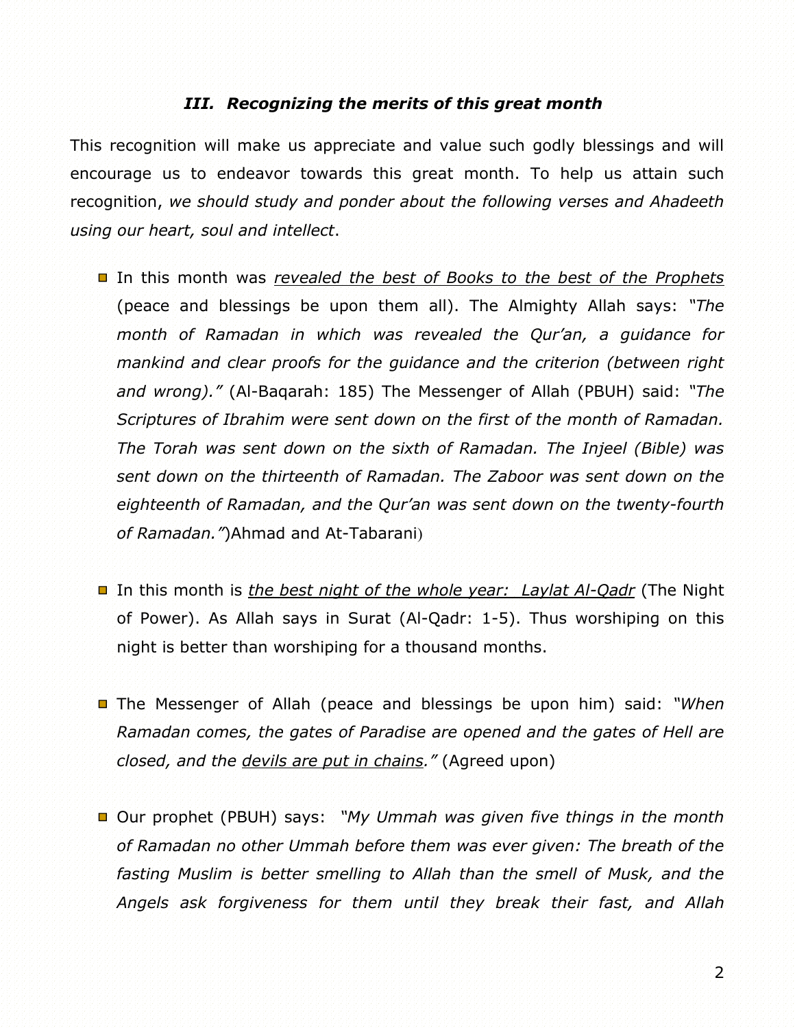### *III. Recognizing the merits of this great month*

This recognition will make us appreciate and value such godly blessings and will encourage us to endeavor towards this great month. To help us attain such recognition, *we should study and ponder about the following verses and Ahadeeth using our heart, soul and intellect*.

- In this month was <u>*revealed the best of Books to the best of the Prophets*</u> (peace and blessings be upon them all). The Almighty Allah says: *"The month of Ramadan in which was revealed the Qur'an, a guidance for mankind and clear proofs for the guidance and the criterion (between right and wrong)."* (Al-Baqarah: 185) The Messenger of Allah (PBUH) said: *"The Scriptures of Ibrahim were sent down on the first of the month of Ramadan. The Torah was sent down on the sixth of Ramadan. The Injeel (Bible) was sent down on the thirteenth of Ramadan. The Zaboor was sent down on the eighteenth of Ramadan, and the Qur'an was sent down on the twenty-fourth of Ramadan."*)Ahmad and At-Tabarani)

- In this month is <u>*the best night of the whole year: Laylat Al-Qadr*</u> (The Night of Power). As Allah says in Surat (Al-Qadr: 1-5). Thus worshiping on this night is better than worshiping for a thousand months.

- The Messenger of Allah (peace and blessings be upon him) said: *"When Ramadan comes, the gates of Paradise are opened and the gates of Hell are closed, and the <u>devils are put in chains</u>."* (Agreed upon)

- Our prophet (PBUH) says: *"My Ummah was given five things in the month of Ramadan no other Ummah before them was ever given: The breath of the fasting Muslim is better smelling to Allah than the smell of Musk, and the Angels ask forgiveness for them until they break their fast, and Allah*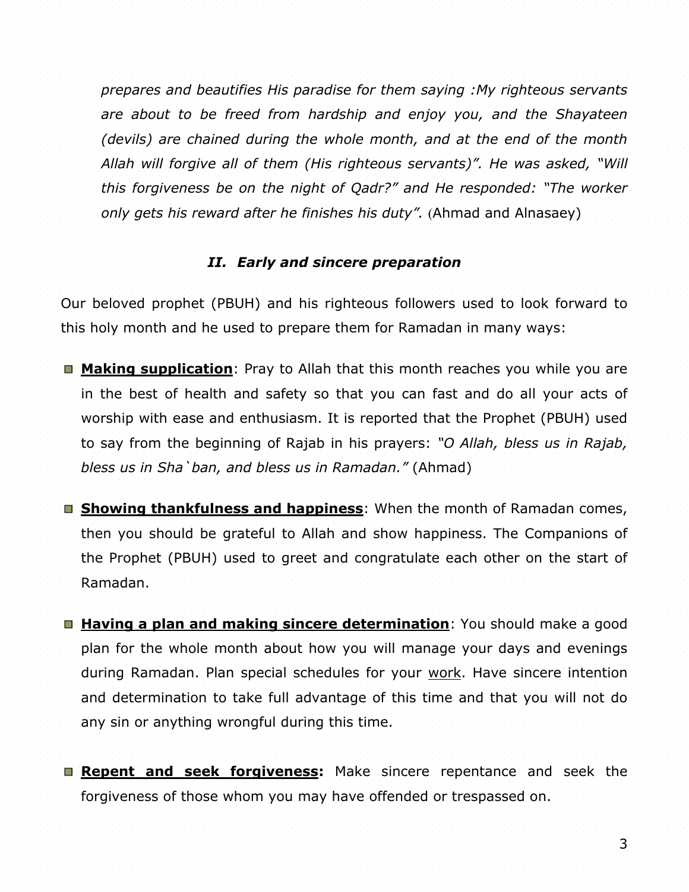*prepares and beautifies His paradise for them saying :My righteous servants are about to be freed from hardship and enjoy you, and the Shayateen (devils) are chained during the whole month, and at the end of the month Allah will forgive all of them (His righteous servants)". He was asked, "Will this forgiveness be on the night of Qadr?" and He responded: "The worker only gets his reward after he finishes his duty".* (Ahmad and Alnasaey)

### *II. Early and sincere preparation*

Our beloved prophet (PBUH) and his righteous followers used to look forward to this holy month and he used to prepare them for Ramadan in many ways:

- **<u>Making supplication</u>**: Pray to Allah that this month reaches you while you are in the best of health and safety so that you can fast and do all your acts of worship with ease and enthusiasm. It is reported that the Prophet (PBUH) used to say from the beginning of Rajab in his prayers: *"O Allah, bless us in Rajab, bless us in Sha`ban, and bless us in Ramadan."* (Ahmad)

- **<u>Showing thankfulness and happiness</u>**: When the month of Ramadan comes, then you should be grateful to Allah and show happiness. The Companions of the Prophet (PBUH) used to greet and congratulate each other on the start of Ramadan.

- **<u>Having a plan and making sincere determination</u>**: You should make a good plan for the whole month about how you will manage your days and evenings during Ramadan. Plan special schedules for your <u>work</u>. Have sincere intention and determination to take full advantage of this time and that you will not do any sin or anything wrongful during this time.

- **<u>Repent and seek forgiveness</u>:** Make sincere repentance and seek the forgiveness of those whom you may have offended or trespassed on.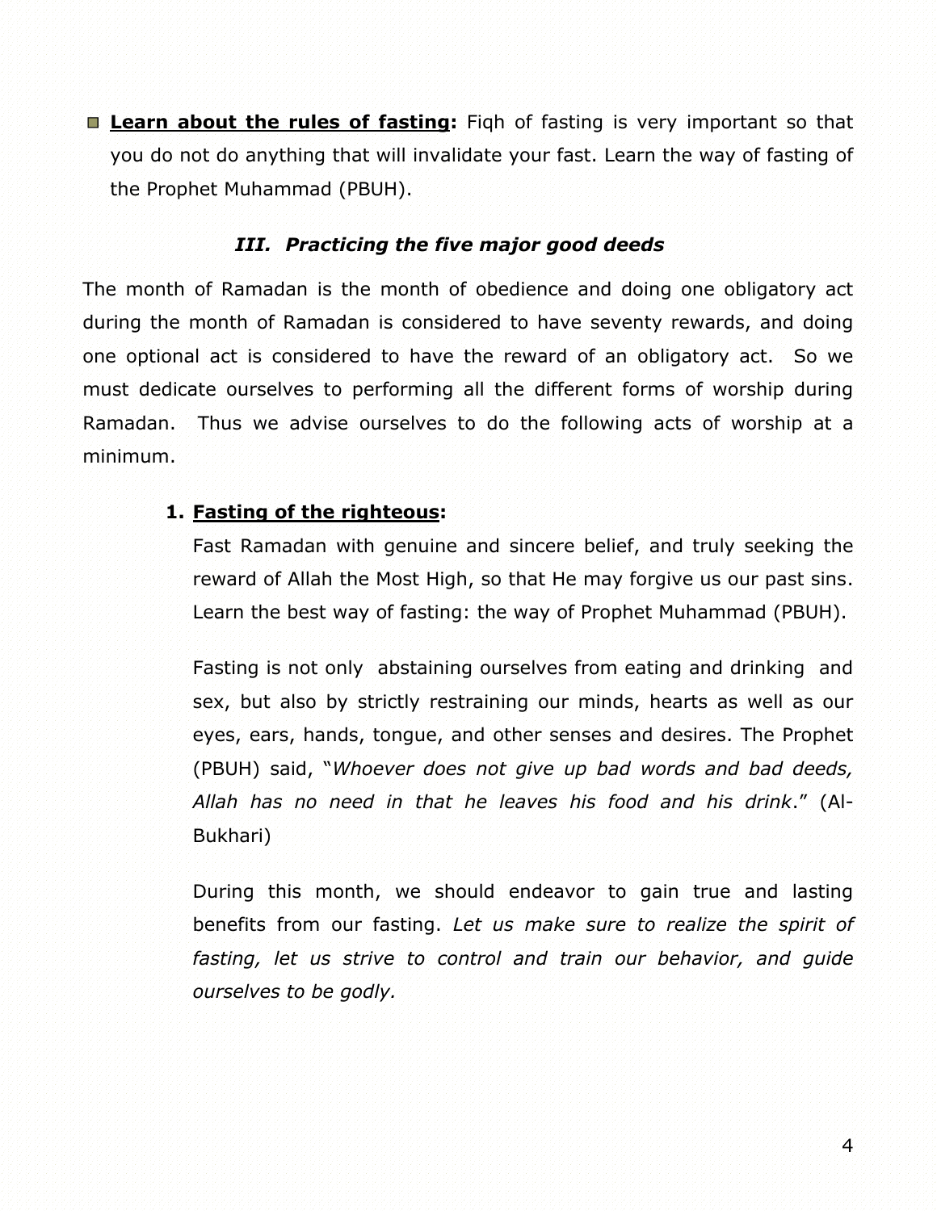- **Learn about the rules of fasting:** Fiqh of fasting is very important so that you do not do anything that will invalidate your fast. Learn the way of fasting of the Prophet Muhammad (PBUH).

### *III. Practicing the five major good deeds*

The month of Ramadan is the month of obedience and doing one obligatory act during the month of Ramadan is considered to have seventy rewards, and doing one optional act is considered to have the reward of an obligatory act. So we must dedicate ourselves to performing all the different forms of worship during Ramadan. Thus we advise ourselves to do the following acts of worship at a minimum.

1. **Fasting of the righteous:**

   Fast Ramadan with genuine and sincere belief, and truly seeking the reward of Allah the Most High, so that He may forgive us our past sins. Learn the best way of fasting: the way of Prophet Muhammad (PBUH).

   Fasting is not only abstaining ourselves from eating and drinking and sex, but also by strictly restraining our minds, hearts as well as our eyes, ears, hands, tongue, and other senses and desires. The Prophet (PBUH) said, "*Whoever does not give up bad words and bad deeds, Allah has no need in that he leaves his food and his drink*." (Al-Bukhari)

   During this month, we should endeavor to gain true and lasting benefits from our fasting. *Let us make sure to realize the spirit of fasting, let us strive to control and train our behavior, and guide ourselves to be godly.*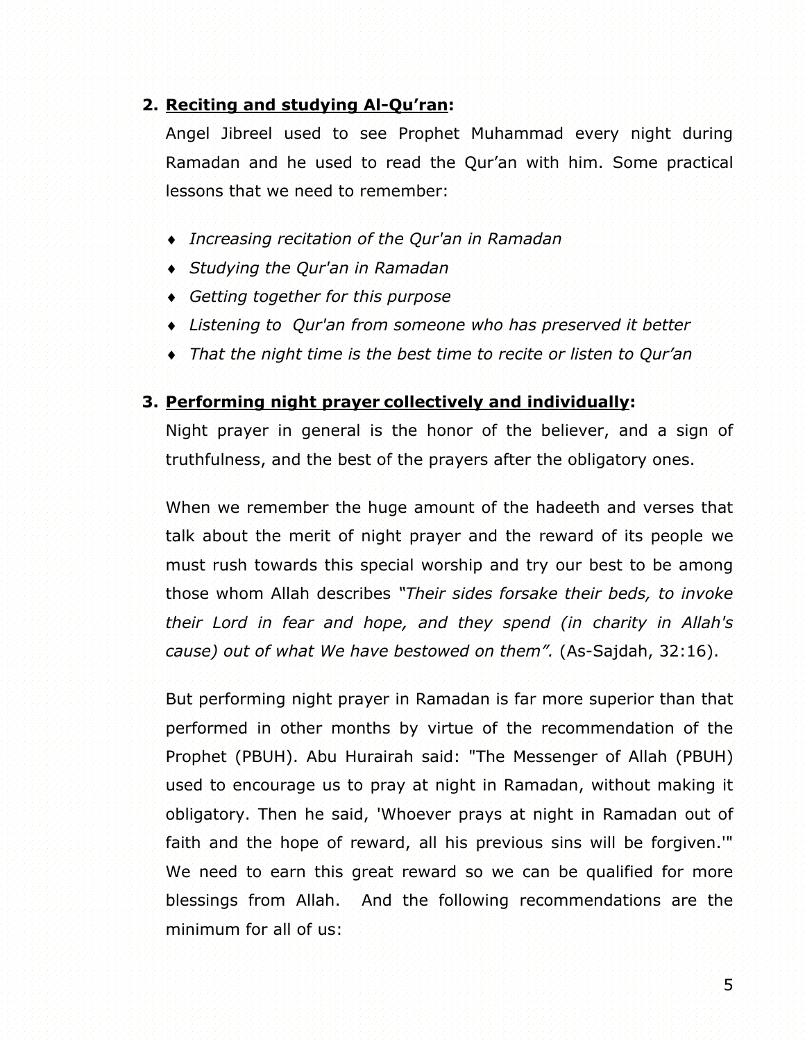2. **<u>Reciting and studying Al-Qu'ran</u>:**

   Angel Jibreel used to see Prophet Muhammad every night during Ramadan and he used to read the Qur'an with him. Some practical lessons that we need to remember:

   - *Increasing recitation of the Qur'an in Ramadan*
   - *Studying the Qur'an in Ramadan*
   - *Getting together for this purpose*
   - *Listening to Qur'an from someone who has preserved it better*
   - *That the night time is the best time to recite or listen to Qur'an*

3. **<u>Performing night prayer collectively and individually</u>:**

   Night prayer in general is the honor of the believer, and a sign of truthfulness, and the best of the prayers after the obligatory ones.

   When we remember the huge amount of the hadeeth and verses that talk about the merit of night prayer and the reward of its people we must rush towards this special worship and try our best to be among those whom Allah describes *"Their sides forsake their beds, to invoke their Lord in fear and hope, and they spend (in charity in Allah's cause) out of what We have bestowed on them".* (As-Sajdah, 32:16).

   But performing night prayer in Ramadan is far more superior than that performed in other months by virtue of the recommendation of the Prophet (PBUH). Abu Hurairah said: "The Messenger of Allah (PBUH) used to encourage us to pray at night in Ramadan, without making it obligatory. Then he said, 'Whoever prays at night in Ramadan out of faith and the hope of reward, all his previous sins will be forgiven.'" We need to earn this great reward so we can be qualified for more blessings from Allah. And the following recommendations are the minimum for all of us: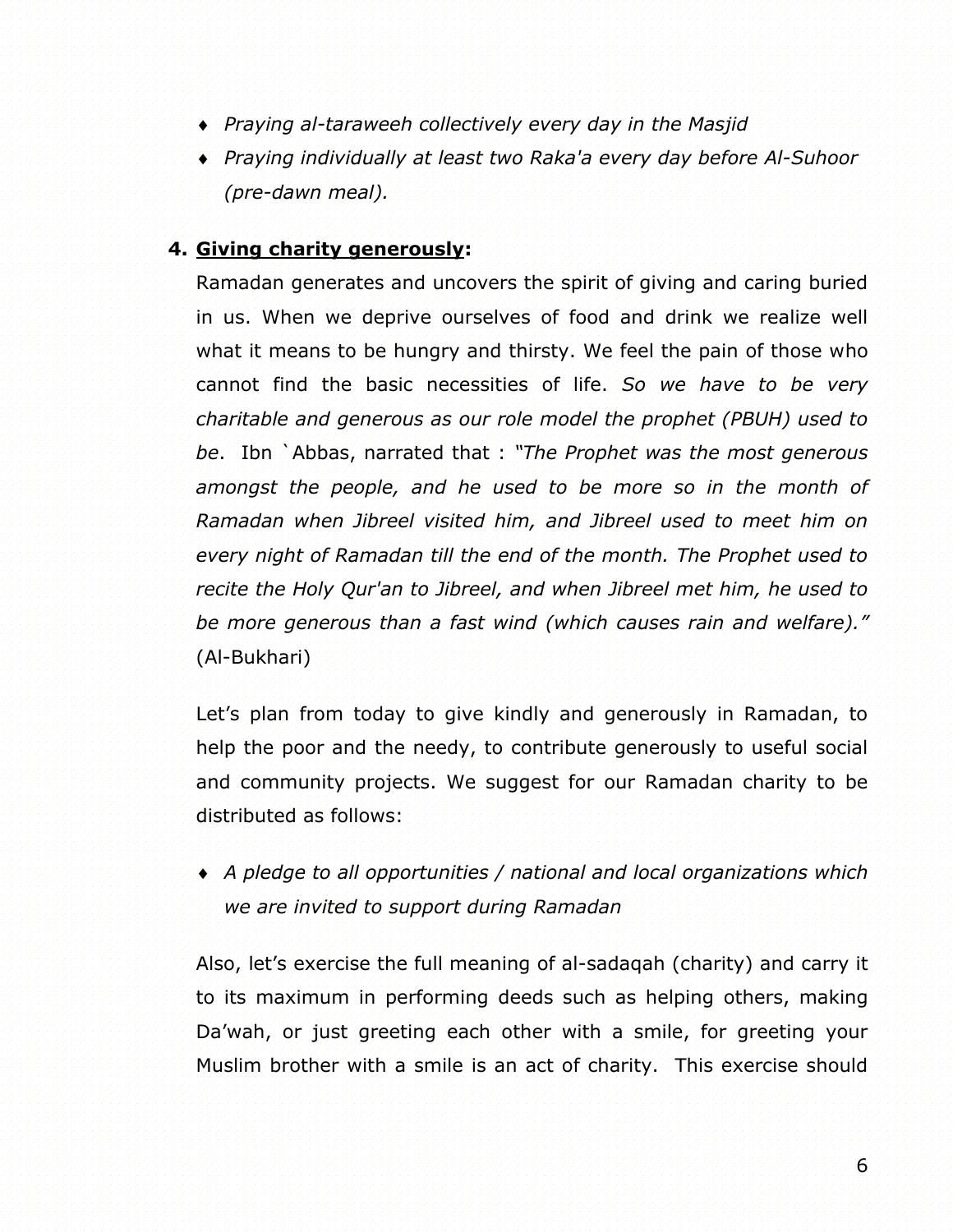- *Praying al-taraweeh collectively every day in the Masjid*
- *Praying individually at least two Raka'a every day before Al-Suhoor (pre-dawn meal).*

**4. <u>Giving charity generously</u>:**

Ramadan generates and uncovers the spirit of giving and caring buried in us. When we deprive ourselves of food and drink we realize well what it means to be hungry and thirsty. We feel the pain of those who cannot find the basic necessities of life. *So we have to be very charitable and generous as our role model the prophet (PBUH) used to be*. Ibn `Abbas, narrated that : *"The Prophet was the most generous amongst the people, and he used to be more so in the month of Ramadan when Jibreel visited him, and Jibreel used to meet him on every night of Ramadan till the end of the month. The Prophet used to recite the Holy Qur'an to Jibreel, and when Jibreel met him, he used to be more generous than a fast wind (which causes rain and welfare)."* (Al-Bukhari)

Let's plan from today to give kindly and generously in Ramadan, to help the poor and the needy, to contribute generously to useful social and community projects. We suggest for our Ramadan charity to be distributed as follows:

- *A pledge to all opportunities / national and local organizations which we are invited to support during Ramadan*

Also, let's exercise the full meaning of al-sadaqah (charity) and carry it to its maximum in performing deeds such as helping others, making Da'wah, or just greeting each other with a smile, for greeting your Muslim brother with a smile is an act of charity. This exercise should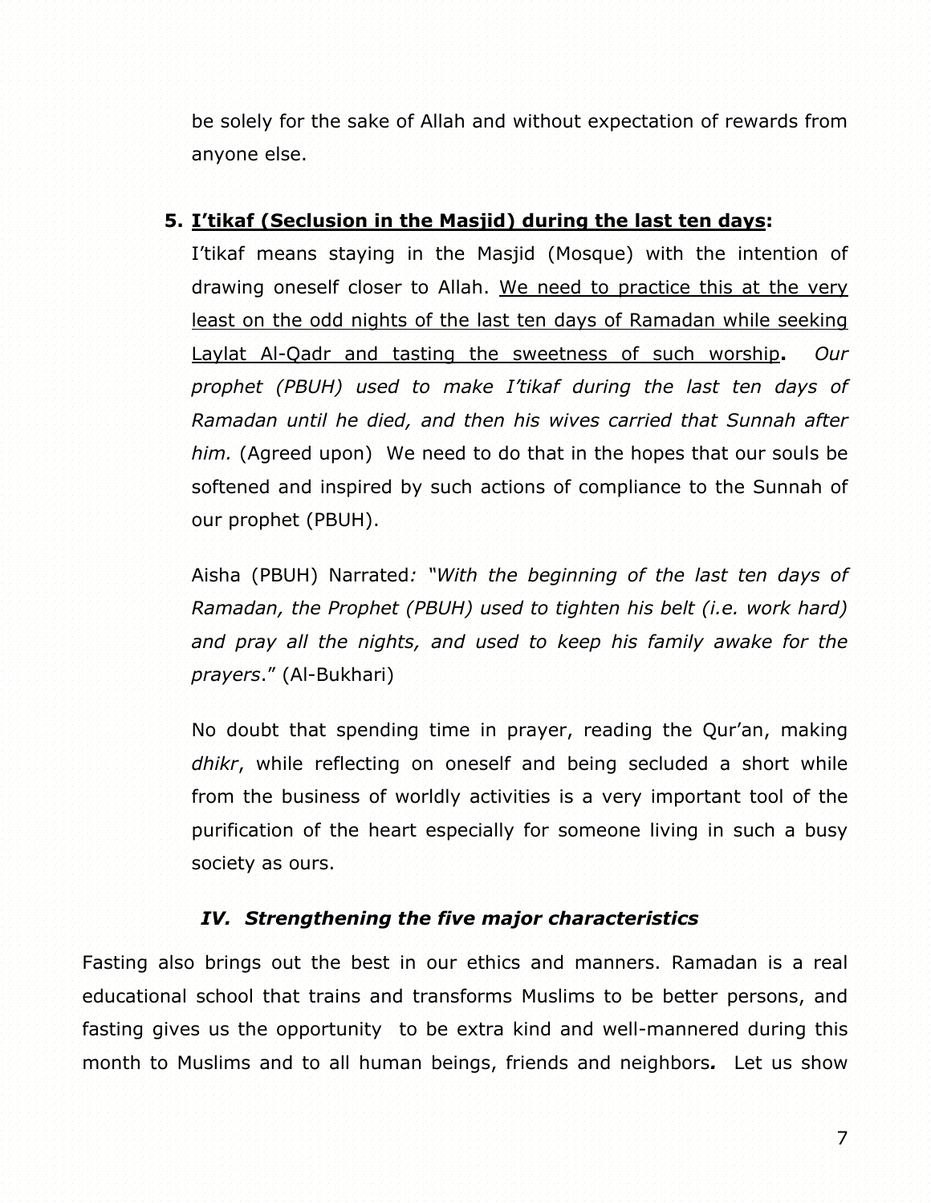be solely for the sake of Allah and without expectation of rewards from anyone else.

5. **<u>I'tikaf (Seclusion in the Masjid) during the last ten days</u>:**

   I'tikaf means staying in the Masjid (Mosque) with the intention of drawing oneself closer to Allah. <u>We need to practice this at the very least on the odd nights of the last ten days of Ramadan while seeking Laylat Al-Qadr and tasting the sweetness of such worship</u>**.** *Our prophet (PBUH) used to make I'tikaf during the last ten days of Ramadan until he died, and then his wives carried that Sunnah after him.* (Agreed upon) We need to do that in the hopes that our souls be softened and inspired by such actions of compliance to the Sunnah of our prophet (PBUH).

   Aisha (PBUH) Narrated*: "With the beginning of the last ten days of Ramadan, the Prophet (PBUH) used to tighten his belt (i.e. work hard) and pray all the nights, and used to keep his family awake for the prayers*." (Al-Bukhari)

   No doubt that spending time in prayer, reading the Qur'an, making *dhikr*, while reflecting on oneself and being secluded a short while from the business of worldly activities is a very important tool of the purification of the heart especially for someone living in such a busy society as ours.

### *IV. Strengthening the five major characteristics*

Fasting also brings out the best in our ethics and manners. Ramadan is a real educational school that trains and transforms Muslims to be better persons, and fasting gives us the opportunity to be extra kind and well-mannered during this month to Muslims and to all human beings, friends and neighbors***.*** Let us show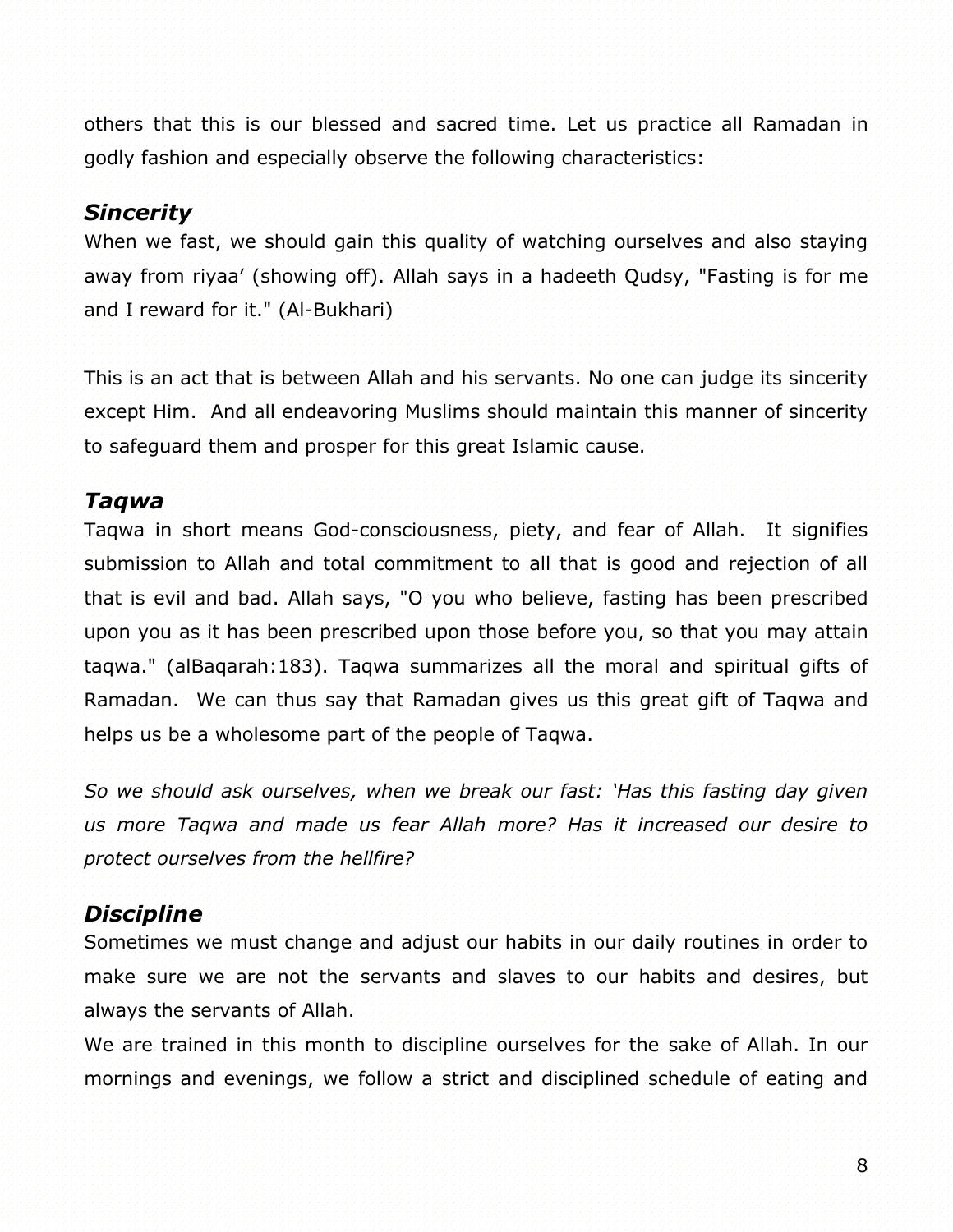others that this is our blessed and sacred time. Let us practice all Ramadan in godly fashion and especially observe the following characteristics:

### *Sincerity*

When we fast, we should gain this quality of watching ourselves and also staying away from riyaa' (showing off). Allah says in a hadeeth Qudsy, "Fasting is for me and I reward for it." (Al-Bukhari)

This is an act that is between Allah and his servants. No one can judge its sincerity except Him. And all endeavoring Muslims should maintain this manner of sincerity to safeguard them and prosper for this great Islamic cause.

### *Taqwa*

Taqwa in short means God-consciousness, piety, and fear of Allah. It signifies submission to Allah and total commitment to all that is good and rejection of all that is evil and bad. Allah says, "O you who believe, fasting has been prescribed upon you as it has been prescribed upon those before you, so that you may attain taqwa." (alBaqarah:183). Taqwa summarizes all the moral and spiritual gifts of Ramadan. We can thus say that Ramadan gives us this great gift of Taqwa and helps us be a wholesome part of the people of Taqwa.

*So we should ask ourselves, when we break our fast: 'Has this fasting day given us more Taqwa and made us fear Allah more? Has it increased our desire to protect ourselves from the hellfire?*

### *Discipline*

Sometimes we must change and adjust our habits in our daily routines in order to make sure we are not the servants and slaves to our habits and desires, but always the servants of Allah.

We are trained in this month to discipline ourselves for the sake of Allah. In our mornings and evenings, we follow a strict and disciplined schedule of eating and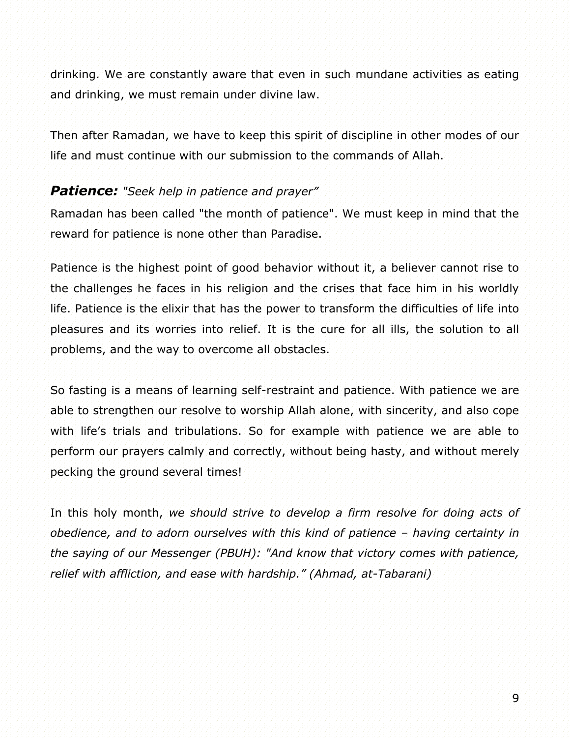drinking. We are constantly aware that even in such mundane activities as eating and drinking, we must remain under divine law.

Then after Ramadan, we have to keep this spirit of discipline in other modes of our life and must continue with our submission to the commands of Allah.

***Patience:*** *"Seek help in patience and prayer"*

Ramadan has been called "the month of patience". We must keep in mind that the reward for patience is none other than Paradise.

Patience is the highest point of good behavior without it, a believer cannot rise to the challenges he faces in his religion and the crises that face him in his worldly life. Patience is the elixir that has the power to transform the difficulties of life into pleasures and its worries into relief. It is the cure for all ills, the solution to all problems, and the way to overcome all obstacles.

So fasting is a means of learning self-restraint and patience. With patience we are able to strengthen our resolve to worship Allah alone, with sincerity, and also cope with life's trials and tribulations. So for example with patience we are able to perform our prayers calmly and correctly, without being hasty, and without merely pecking the ground several times!

In this holy month, *we should strive to develop a firm resolve for doing acts of obedience, and to adorn ourselves with this kind of patience – having certainty in the saying of our Messenger (PBUH): "And know that victory comes with patience, relief with affliction, and ease with hardship." (Ahmad, at-Tabarani)*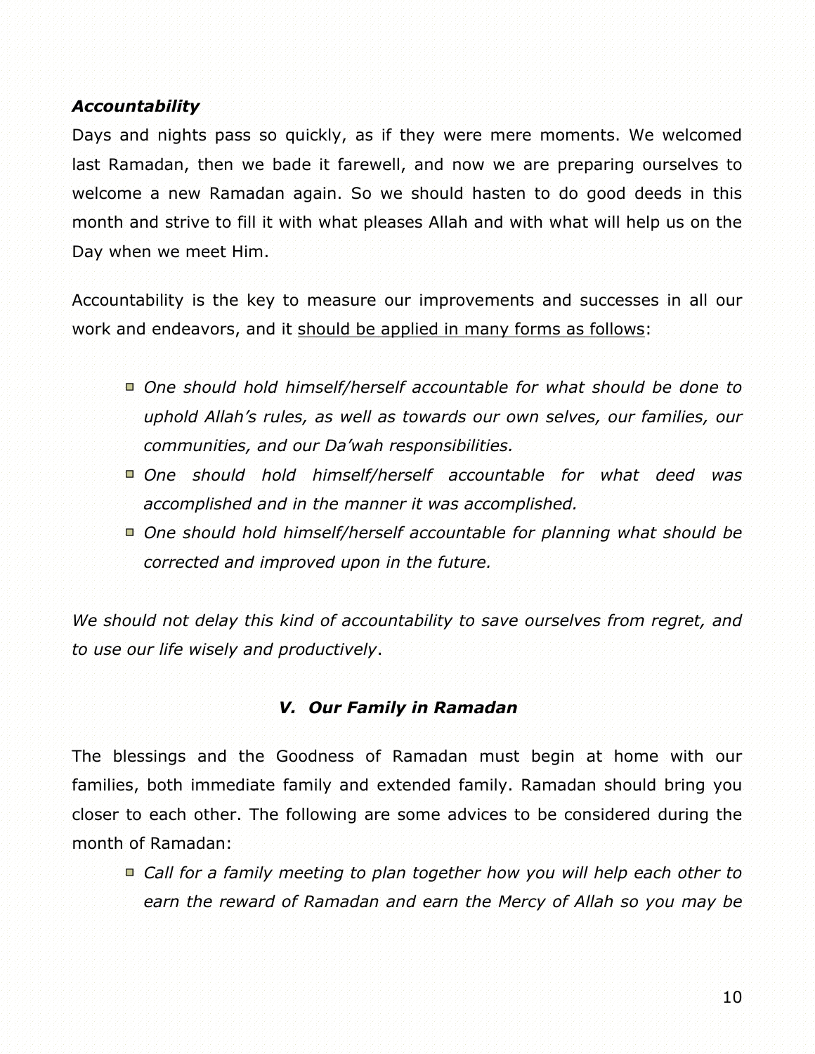### ***Accountability***

Days and nights pass so quickly, as if they were mere moments. We welcomed last Ramadan, then we bade it farewell, and now we are preparing ourselves to welcome a new Ramadan again. So we should hasten to do good deeds in this month and strive to fill it with what pleases Allah and with what will help us on the Day when we meet Him.

Accountability is the key to measure our improvements and successes in all our work and endeavors, and it <u>should be applied in many forms as follows</u>:

- *One should hold himself/herself accountable for what should be done to uphold Allah's rules, as well as towards our own selves, our families, our communities, and our Da'wah responsibilities.*
- *One should hold himself/herself accountable for what deed was accomplished and in the manner it was accomplished.*
- *One should hold himself/herself accountable for planning what should be corrected and improved upon in the future.*

*We should not delay this kind of accountability to save ourselves from regret, and to use our life wisely and productively*.

## ***V. Our Family in Ramadan***

The blessings and the Goodness of Ramadan must begin at home with our families, both immediate family and extended family. Ramadan should bring you closer to each other. The following are some advices to be considered during the month of Ramadan:

- *Call for a family meeting to plan together how you will help each other to earn the reward of Ramadan and earn the Mercy of Allah so you may be*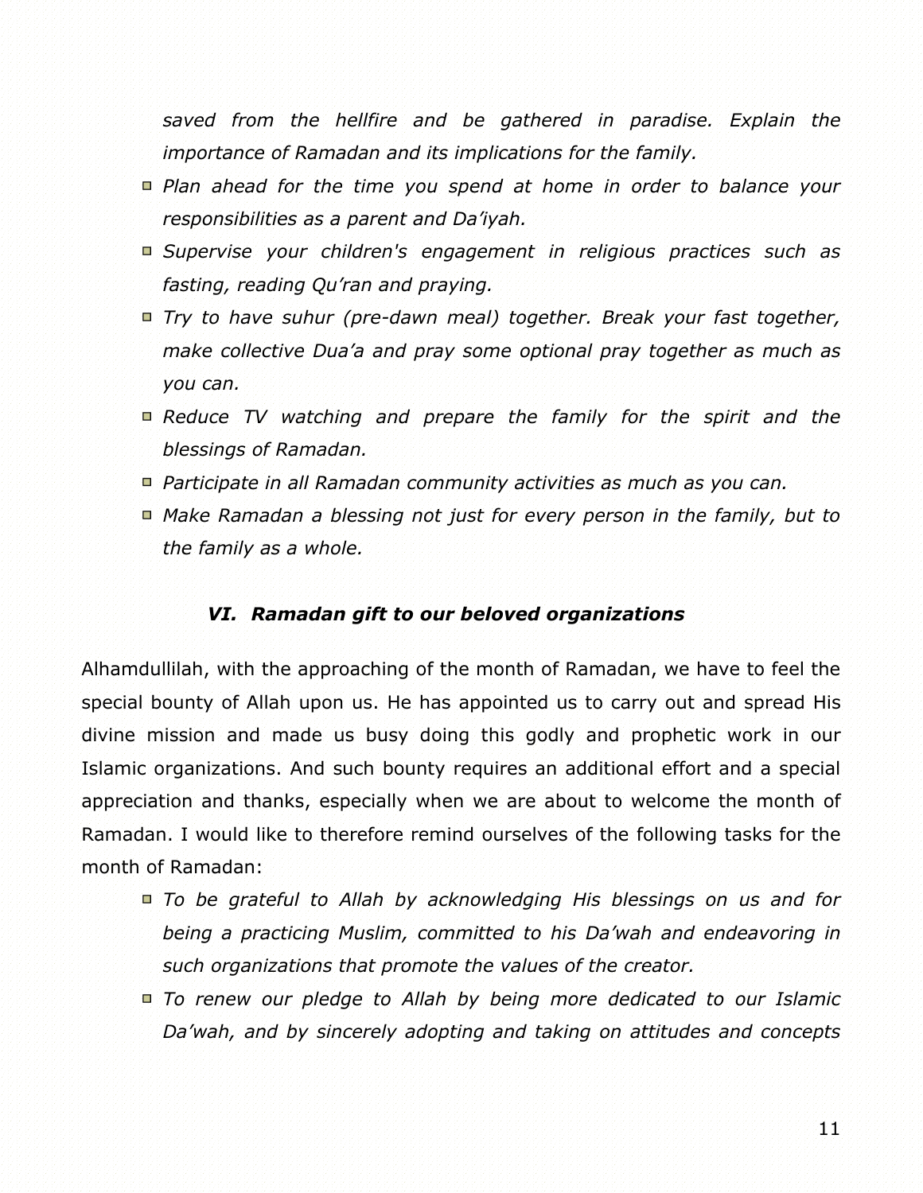*saved from the hellfire and be gathered in paradise. Explain the importance of Ramadan and its implications for the family.*

- *Plan ahead for the time you spend at home in order to balance your responsibilities as a parent and Da'iyah.*
- *Supervise your children's engagement in religious practices such as fasting, reading Qu'ran and praying.*
- *Try to have suhur (pre-dawn meal) together. Break your fast together, make collective Dua'a and pray some optional pray together as much as you can.*
- *Reduce TV watching and prepare the family for the spirit and the blessings of Ramadan.*
- *Participate in all Ramadan community activities as much as you can.*
- *Make Ramadan a blessing not just for every person in the family, but to the family as a whole.*

### *VI. Ramadan gift to our beloved organizations*

Alhamdullilah, with the approaching of the month of Ramadan, we have to feel the special bounty of Allah upon us. He has appointed us to carry out and spread His divine mission and made us busy doing this godly and prophetic work in our Islamic organizations. And such bounty requires an additional effort and a special appreciation and thanks, especially when we are about to welcome the month of Ramadan. I would like to therefore remind ourselves of the following tasks for the month of Ramadan:

- *To be grateful to Allah by acknowledging His blessings on us and for being a practicing Muslim, committed to his Da'wah and endeavoring in such organizations that promote the values of the creator.*
- *To renew our pledge to Allah by being more dedicated to our Islamic Da'wah, and by sincerely adopting and taking on attitudes and concepts*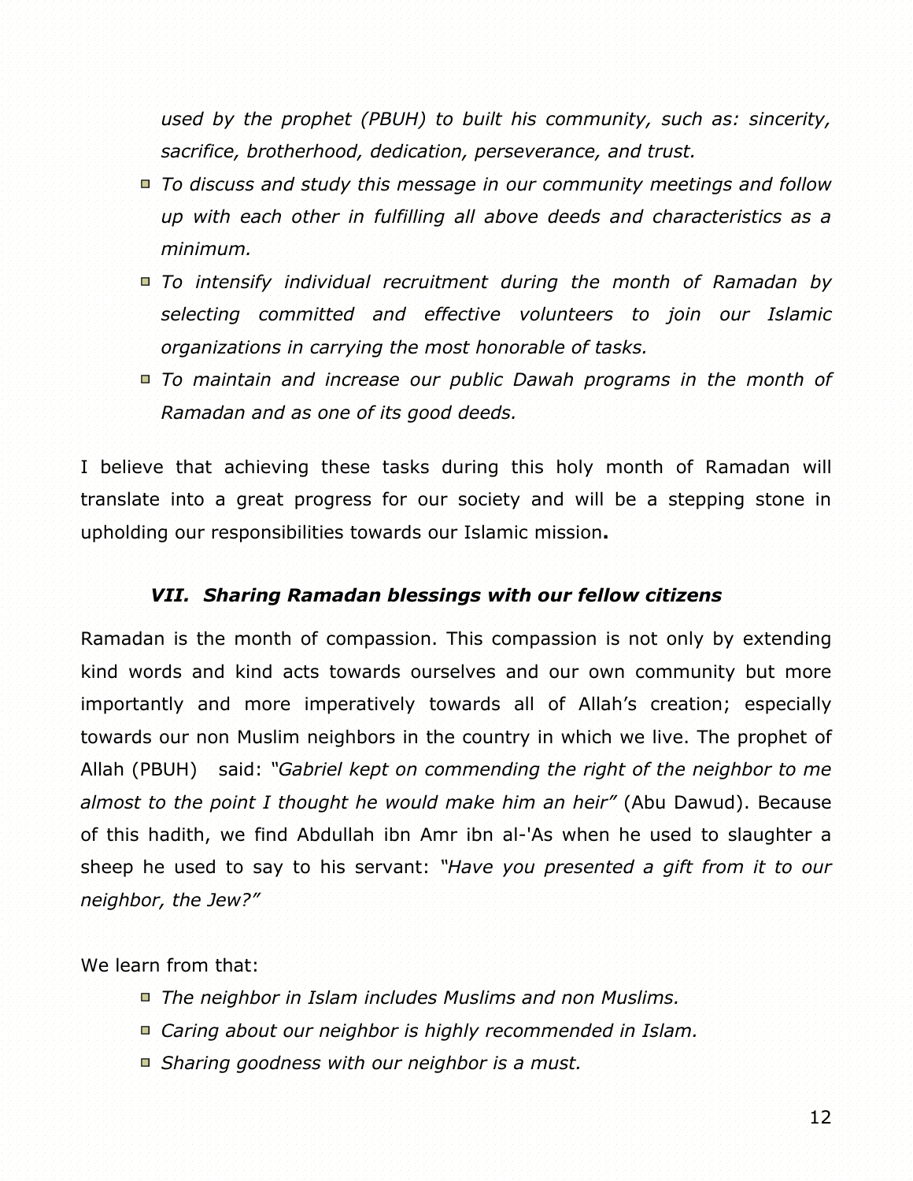*used by the prophet (PBUH) to built his community, such as: sincerity, sacrifice, brotherhood, dedication, perseverance, and trust.*

- *To discuss and study this message in our community meetings and follow up with each other in fulfilling all above deeds and characteristics as a minimum.*
- *To intensify individual recruitment during the month of Ramadan by selecting committed and effective volunteers to join our Islamic organizations in carrying the most honorable of tasks.*
- *To maintain and increase our public Dawah programs in the month of Ramadan and as one of its good deeds.*

I believe that achieving these tasks during this holy month of Ramadan will translate into a great progress for our society and will be a stepping stone in upholding our responsibilities towards our Islamic mission**.**

### *VII. Sharing Ramadan blessings with our fellow citizens*

Ramadan is the month of compassion. This compassion is not only by extending kind words and kind acts towards ourselves and our own community but more importantly and more imperatively towards all of Allah's creation; especially towards our non Muslim neighbors in the country in which we live. The prophet of Allah (PBUH) said: *"Gabriel kept on commending the right of the neighbor to me almost to the point I thought he would make him an heir"* (Abu Dawud). Because of this hadith, we find Abdullah ibn Amr ibn al-'As when he used to slaughter a sheep he used to say to his servant: *"Have you presented a gift from it to our neighbor, the Jew?"*

We learn from that:

- *The neighbor in Islam includes Muslims and non Muslims.*
- *Caring about our neighbor is highly recommended in Islam.*
- *Sharing goodness with our neighbor is a must.*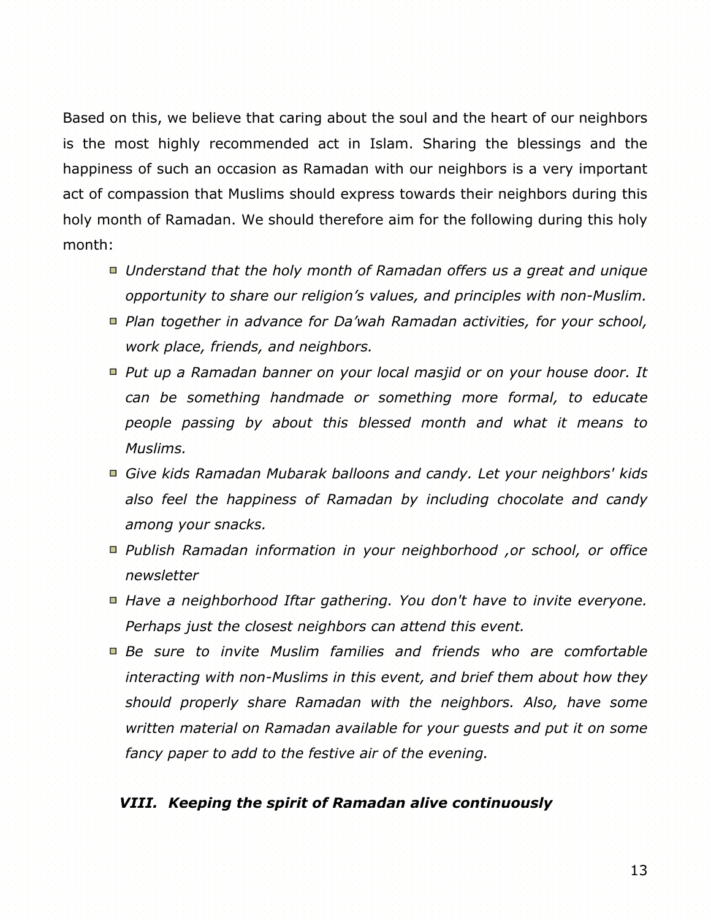Based on this, we believe that caring about the soul and the heart of our neighbors is the most highly recommended act in Islam. Sharing the blessings and the happiness of such an occasion as Ramadan with our neighbors is a very important act of compassion that Muslims should express towards their neighbors during this holy month of Ramadan. We should therefore aim for the following during this holy month:

- *Understand that the holy month of Ramadan offers us a great and unique opportunity to share our religion's values, and principles with non-Muslim.*
- *Plan together in advance for Da'wah Ramadan activities, for your school, work place, friends, and neighbors.*
- *Put up a Ramadan banner on your local masjid or on your house door. It can be something handmade or something more formal, to educate people passing by about this blessed month and what it means to Muslims.*
- *Give kids Ramadan Mubarak balloons and candy. Let your neighbors' kids also feel the happiness of Ramadan by including chocolate and candy among your snacks.*
- *Publish Ramadan information in your neighborhood ,or school, or office newsletter*
- *Have a neighborhood Iftar gathering. You don't have to invite everyone. Perhaps just the closest neighbors can attend this event.*
- *Be sure to invite Muslim families and friends who are comfortable interacting with non-Muslims in this event, and brief them about how they should properly share Ramadan with the neighbors. Also, have some written material on Ramadan available for your guests and put it on some fancy paper to add to the festive air of the evening.*

## *VIII. Keeping the spirit of Ramadan alive continuously*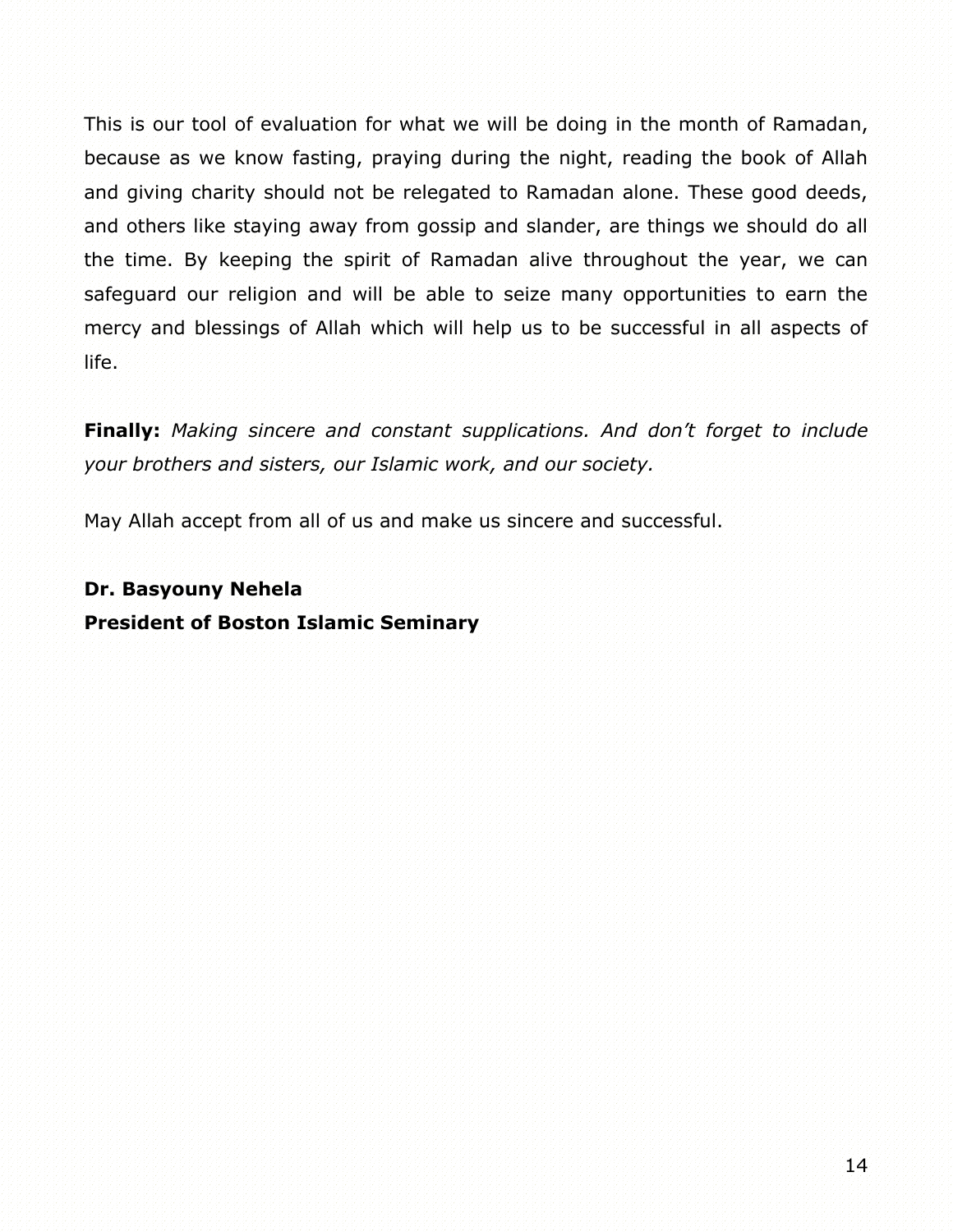This is our tool of evaluation for what we will be doing in the month of Ramadan, because as we know fasting, praying during the night, reading the book of Allah and giving charity should not be relegated to Ramadan alone. These good deeds, and others like staying away from gossip and slander, are things we should do all the time. By keeping the spirit of Ramadan alive throughout the year, we can safeguard our religion and will be able to seize many opportunities to earn the mercy and blessings of Allah which will help us to be successful in all aspects of life.

**Finally:** *Making sincere and constant supplications. And don't forget to include your brothers and sisters, our Islamic work, and our society.*

May Allah accept from all of us and make us sincere and successful.

**Dr. Basyouny Nehela**
**President of Boston Islamic Seminary**